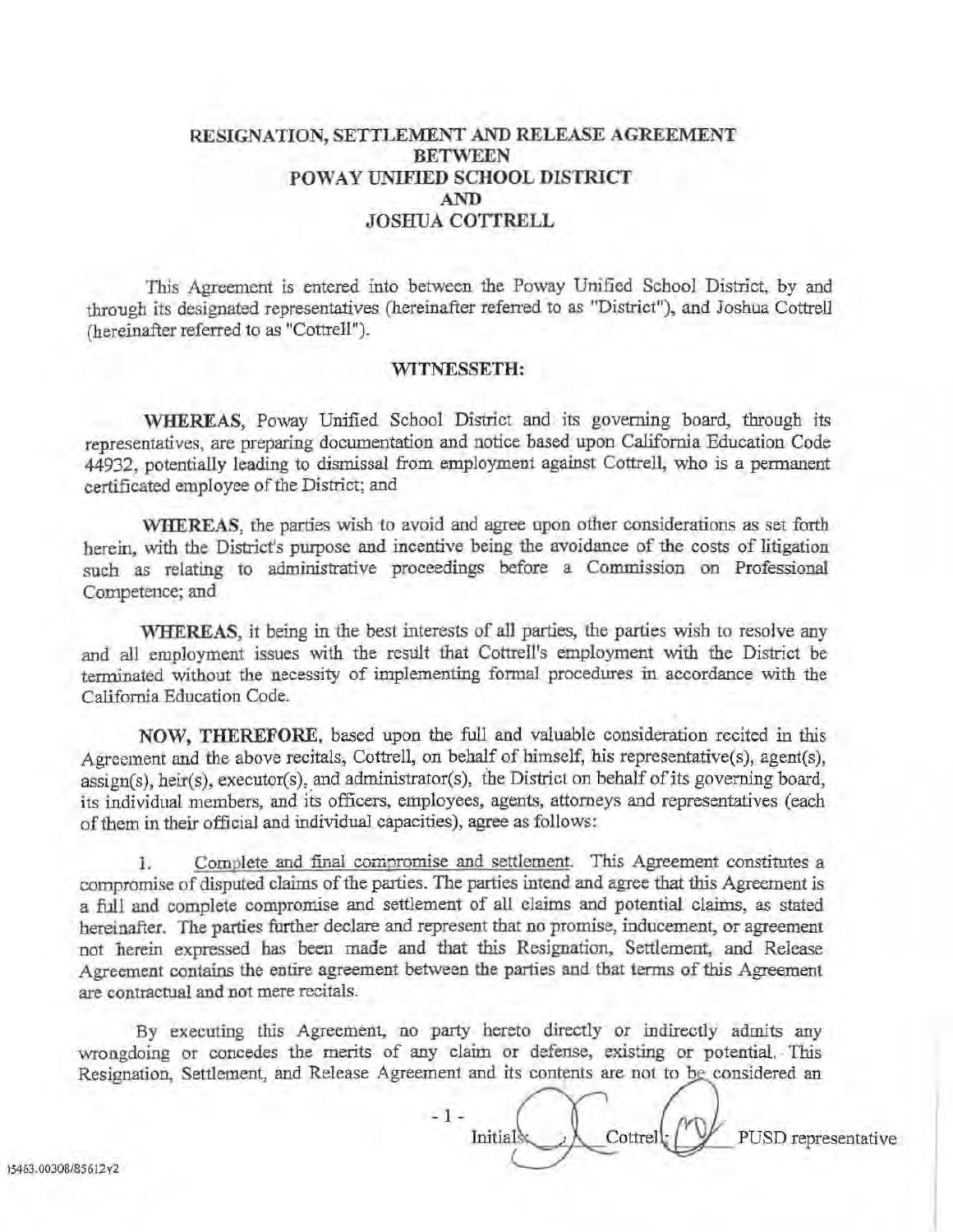# RESIGNATION, SETTLEMENT AND RELEASE AGREEMENT BETWEEN POWAY UNIFIED SCHOOL DISTRICT AND JOSHUA COTTRELL

This Agreement is entered into between the Poway Unified School District, by and through its designated representatives (hereinafter referred to as "District"), and Joshua Cottrell (hereinafter referred to as "Cottrell").

## WITNESSETH:

**WHEREAS**, Poway Unified School District and its governing board, through its representatives, are preparing documentation and notice based upon California Education Code 44932, potentially leading to dismissal from employment against Cottrell, who is a permanent certificated employee of the District; and

**WHEREAS**, the parties wish to avoid and agree upon other considerations as set forth herein, with the District's purpose and incentive being the avoidance of the costs of litigation such as relating to administrative proceedings before a Commission on Professional Competence; and

**WHEREAS**, it being in the best interests of all parties, the parties wish to resolve any and all employment issues with the result that Cottrell's employment with the District be terminated without the necessity of implementing formal procedures in accordance with the California Education Code.

**NOW, THEREFORE**, based upon the full and valuable consideration recited in this Agreement and the above recitals, Cottrell, on behalf of himself, his representative(s), agent(s), assign(s), heir(s), executor(s), and administrator(s), the District on behalf of its governing board, its individual members, and its officers, employees, agents, attorneys and representatives (each of them in their official and individual capacities), agree as follows:

1. Complete and final compromise and settlement. This Agreement constitutes a compromise of disputed claims of the parties. The parties intend and agree that this Agreement is a full and complete compromise and settlement of all claims and potential claims, as stated hereinafter. The parties further declare and represent that no promise, inducement, or agreement not herein expressed has been made and that this Resignation, Settlement, and Release Agreement contains the entire agreement between the parties and that terms of this Agreement are contractual and not mere recitals.

By executing this Agreement, no party hereto directly or indirectly admits any wrongdoing or concedes the merits of any claim or defense, existing or potential. This Resignation, Settlement, and Release Agreement and its contents are not to be considered an

Initials: ______ Cottrell ______ PUSD representative

15463.00308/85612v2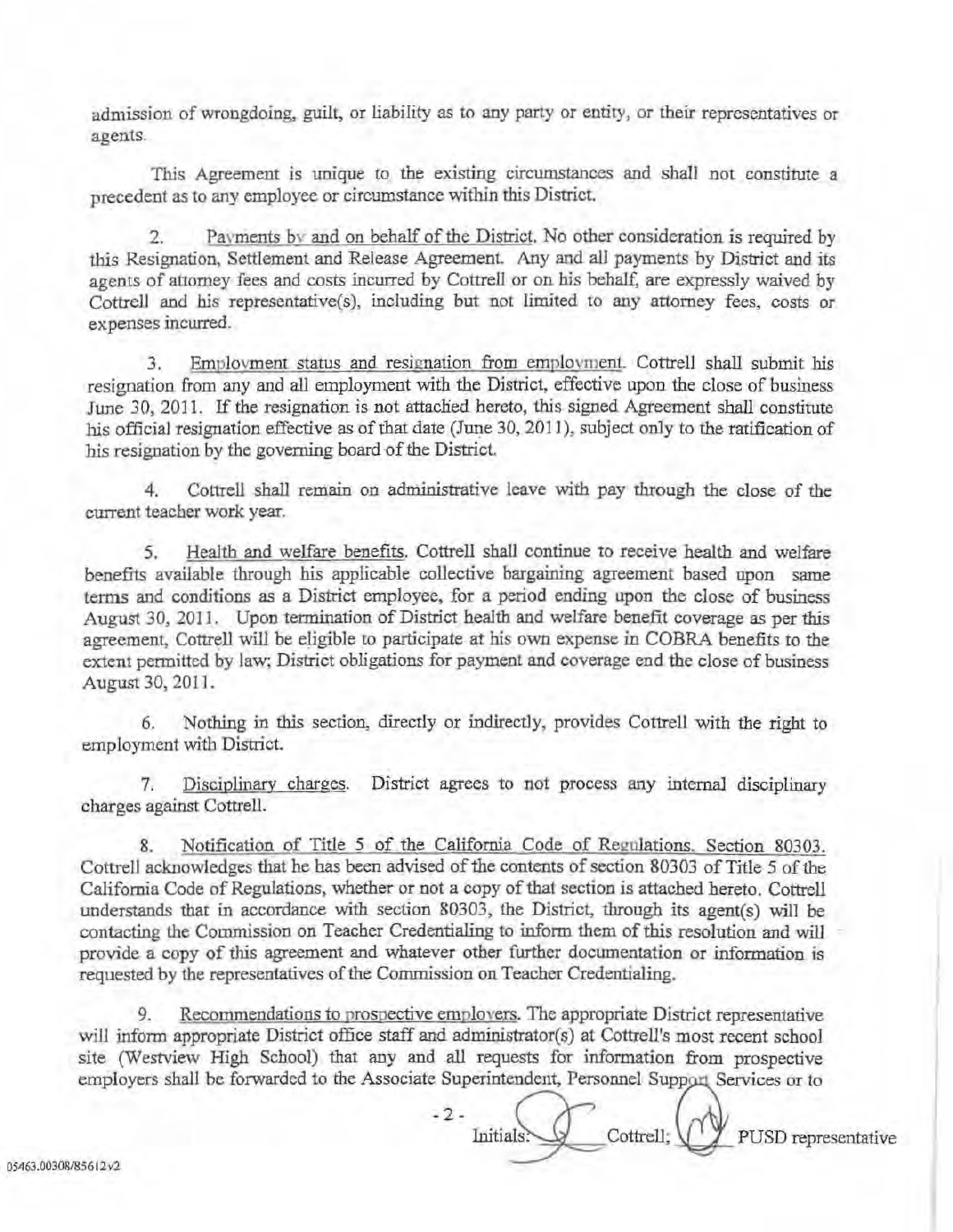admission of wrongdoing, guilt, or liability as to any party or entity, or their representatives or agents.

This Agreement is unique to the existing circumstances and shall not constitute a precedent as to any employee or circumstance within this District.

2. Payments by and on behalf of the District. No other consideration is required by this Resignation, Settlement and Release Agreement. Any and all payments by District and its agents of attorney fees and costs incurred by Cottrell or on his behalf, are expressly waived by Cottrell and his representative(s), including but not limited to any attorney fees, costs or expenses incurred.

3. Employment status and resignation from employment. Cottrell shall submit his resignation from any and all employment with the District, effective upon the close of business June 30, 2011. If the resignation is not attached hereto, this signed Agreement shall constitute his official resignation effective as of that date (June 30, 2011), subject only to the ratification of his resignation by the governing board of the District.

4. Cottrell shall remain on administrative leave with pay through the close of the current teacher work year.

5. Health and welfare benefits. Cottrell shall continue to receive health and welfare benefits available through his applicable collective bargaining agreement based upon same terms and conditions as a District employee, for a period ending upon the close of business August 30, 2011. Upon termination of District health and welfare benefit coverage as per this agreement, Cottrell will be eligible to participate at his own expense in COBRA benefits to the extent permitted by law; District obligations for payment and coverage end the close of business August 30, 2011.

6. Nothing in this section, directly or indirectly, provides Cottrell with the right to employment with District.

7. Disciplinary charges. District agrees to not process any internal disciplinary charges against Cottrell.

8. Notification of Title 5 of the California Code of Regulations, Section 80303. Cottrell acknowledges that he has been advised of the contents of section 80303 of Title 5 of the California Code of Regulations, whether or not a copy of that section is attached hereto. Cottrell understands that in accordance with section 80303, the District, through its agent(s) will be contacting the Commission on Teacher Credentialing to inform them of this resolution and will provide a copy of this agreement and whatever other further documentation or information is requested by the representatives of the Commission on Teacher Credentialing.

9. Recommendations to prospective employers. The appropriate District representative will inform appropriate District office staff and administrator(s) at Cottrell's most recent school site (Westview High School) that any and all requests for information from prospective employers shall be forwarded to the Associate Superintendent, Personnel Support Services or to

Initials: ______ Cottrell; ______ PUSD representative

05463.00308/85612v2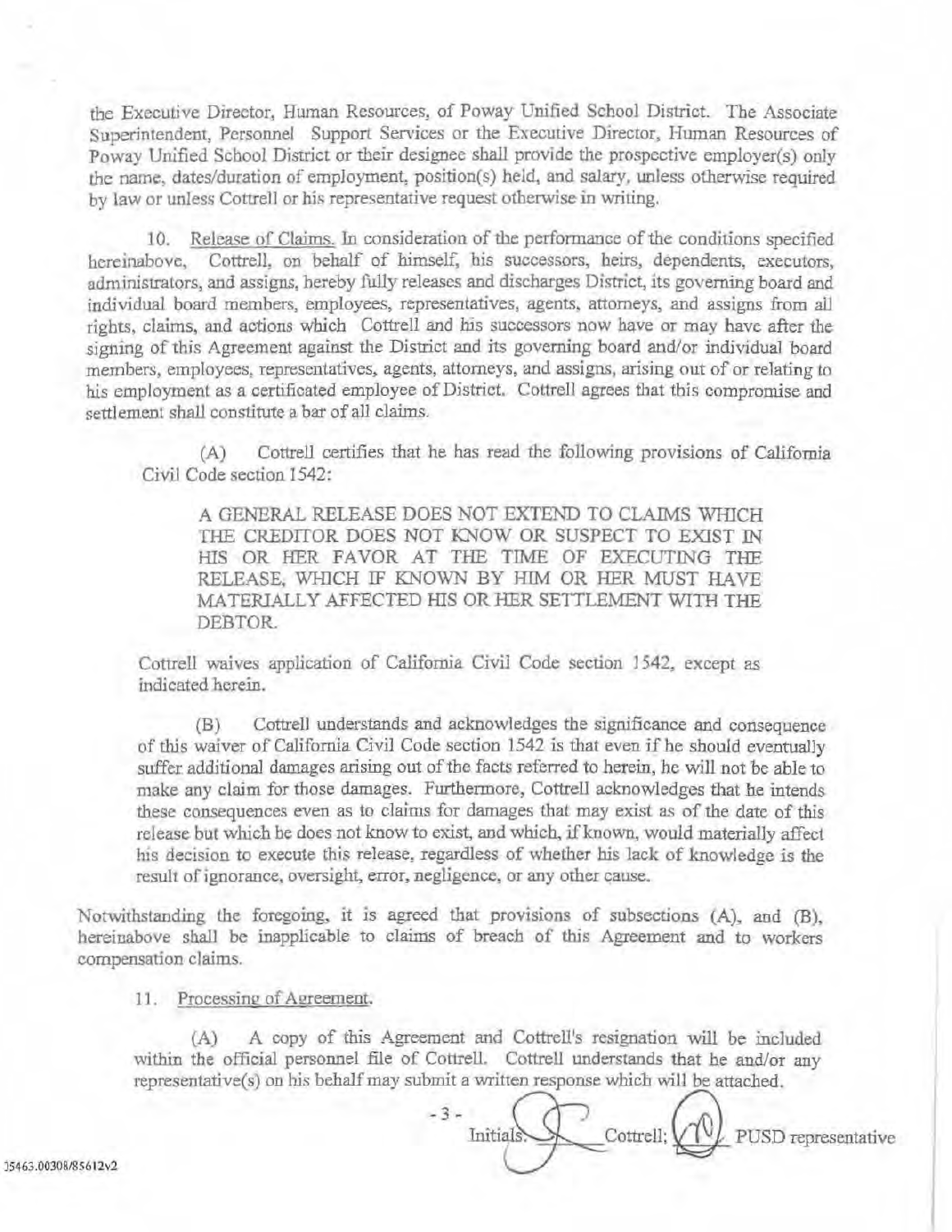the Executive Director, Human Resources, of Poway Unified School District. The Associate Superintendent, Personnel Support Services or the Executive Director, Human Resources of Poway Unified School District or their designee shall provide the prospective employer(s) only the name, dates/duration of employment, position(s) held, and salary, unless otherwise required by law or unless Cottrell or his representative request otherwise in writing.

10. Release of Claims. In consideration of the performance of the conditions specified hereinabove, Cottrell, on behalf of himself, his successors, heirs, dependents, executors, administrators, and assigns, hereby fully releases and discharges District, its governing board and individual board members, employees, representatives, agents, attorneys, and assigns from all rights, claims, and actions which Cottrell and his successors now have or may have after the signing of this Agreement against the District and its governing board and/or individual board members, employees, representatives, agents, attorneys, and assigns, arising out of or relating to his employment as a certificated employee of District. Cottrell agrees that this compromise and settlement shall constitute a bar of all claims.

(A) Cottrell certifies that he has read the following provisions of California Civil Code section 1542:

> A GENERAL RELEASE DOES NOT EXTEND TO CLAIMS WHICH THE CREDITOR DOES NOT KNOW OR SUSPECT TO EXIST IN HIS OR HER FAVOR AT THE TIME OF EXECUTING THE RELEASE, WHICH IF KNOWN BY HIM OR HER MUST HAVE MATERIALLY AFFECTED HIS OR HER SETTLEMENT WITH THE DEBTOR.

Cottrell waives application of California Civil Code section 1542, except as indicated herein.

(B) Cottrell understands and acknowledges the significance and consequence of this waiver of California Civil Code section 1542 is that even if he should eventually suffer additional damages arising out of the facts referred to herein, he will not be able to make any claim for those damages. Furthermore, Cottrell acknowledges that he intends these consequences even as to claims for damages that may exist as of the date of this release but which he does not know to exist, and which, if known, would materially affect his decision to execute this release, regardless of whether his lack of knowledge is the result of ignorance, oversight, error, negligence, or any other cause.

Notwithstanding the foregoing, it is agreed that provisions of subsections (A), and (B), hereinabove shall be inapplicable to claims of breach of this Agreement and to workers compensation claims.

11. Processing of Agreement.

(A) A copy of this Agreement and Cottrell's resignation will be included within the official personnel file of Cottrell. Cottrell understands that he and/or any representative(s) on his behalf may submit a written response which will be attached.

Initials: ______ Cottrell; ______ PUSD representative

35463.00308/85612v2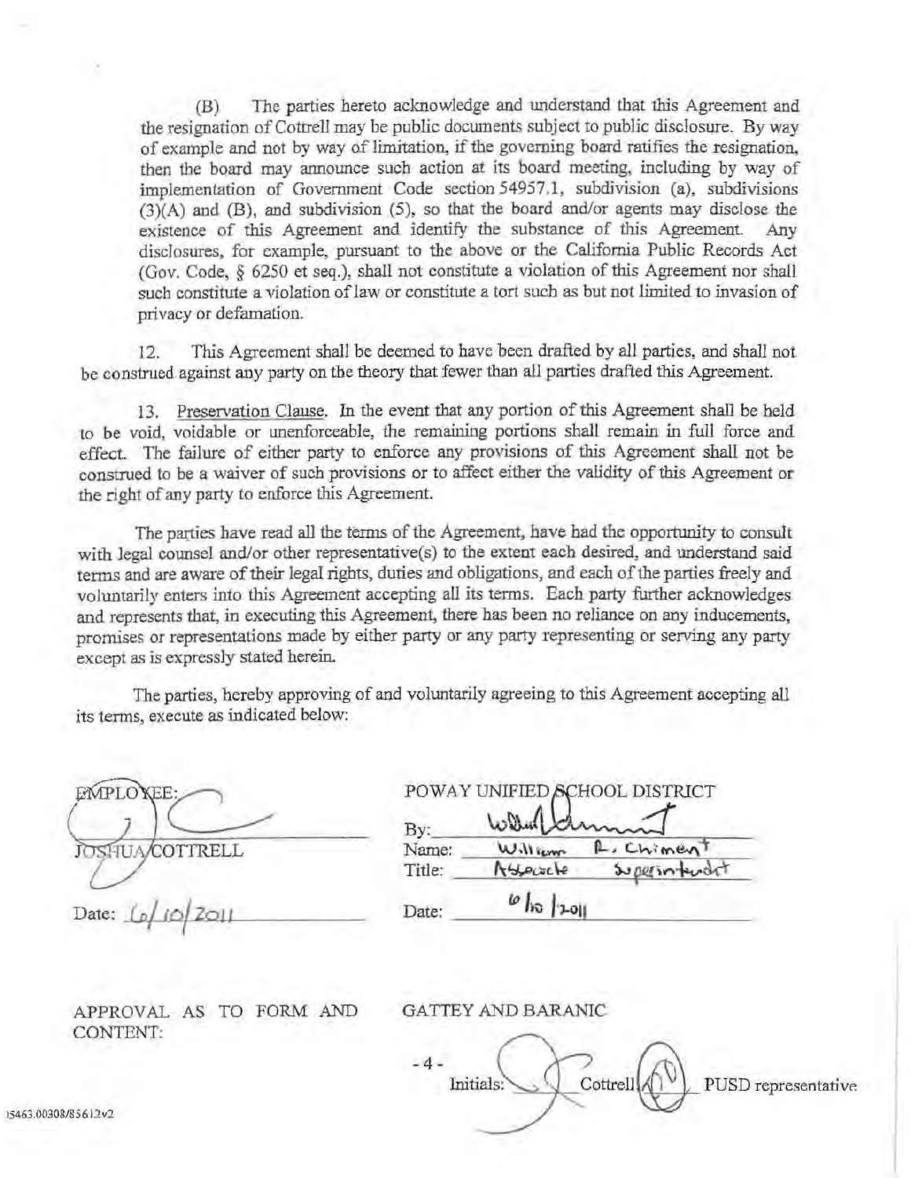(B) The parties hereto acknowledge and understand that this Agreement and the resignation of Cottrell may be public documents subject to public disclosure. By way of example and not by way of limitation, if the governing board ratifies the resignation, then the board may announce such action at its board meeting, including by way of implementation of Government Code section 54957.1, subdivision (a), subdivisions (3)(A) and (B), and subdivision (5), so that the board and/or agents may disclose the existence of this Agreement and identify the substance of this Agreement. Any disclosures, for example, pursuant to the above or the California Public Records Act (Gov. Code, § 6250 et seq.), shall not constitute a violation of this Agreement nor shall such constitute a violation of law or constitute a tort such as but not limited to invasion of privacy or defamation.

12. This Agreement shall be deemed to have been drafted by all parties, and shall not be construed against any party on the theory that fewer than all parties drafted this Agreement.

13. Preservation Clause. In the event that any portion of this Agreement shall be held to be void, voidable or unenforceable, the remaining portions shall remain in full force and effect. The failure of either party to enforce any provisions of this Agreement shall not be construed to be a waiver of such provisions or to affect either the validity of this Agreement or the right of any party to enforce this Agreement.

The parties have read all the terms of the Agreement, have had the opportunity to consult with legal counsel and/or other representative(s) to the extent each desired, and understand said terms and are aware of their legal rights, duties and obligations, and each of the parties freely and voluntarily enters into this Agreement accepting all its terms. Each party further acknowledges and represents that, in executing this Agreement, there has been no reliance on any inducements, promises or representations made by either party or any party representing or serving any party except as is expressly stated herein.

The parties, hereby approving of and voluntarily agreeing to this Agreement accepting all its terms, execute as indicated below:

| EMPLOYEE: | POWAY UNIFIED SCHOOL DISTRICT |
|---|---|
| [signature] | By: [signature] |
| JOSHUA COTTRELL | Name: William R. Chiment |
| | Title: Associate Superintendent |
| Date: 6/10/2011 | Date: 6/10/2011 |

APPROVAL AS TO FORM AND CONTENT:

GATTEY AND BARANIC

Initials: [initials] Cottrell [initials] PUSD representative

15463.00308/85612v2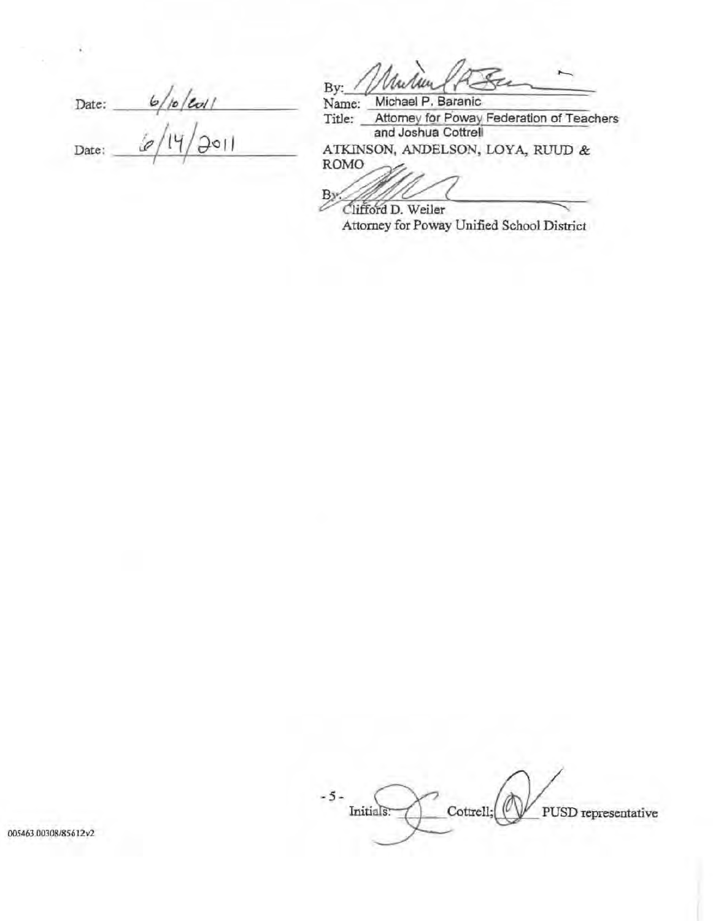Date: 6/10/2011

Date: 6/14/2011

By: ______________________
Name: Michael P. Baranic
Title: Attorney for Poway Federation of Teachers and Joshua Cottrell

ATKINSON, ANDELSON, LOYA, RUUD & ROMO

By: ______________________
Clifford D. Weiler
Attorney for Poway Unified School District

Initials: ______ Cottrell; ______ PUSD representative

005463.00308/85612v2